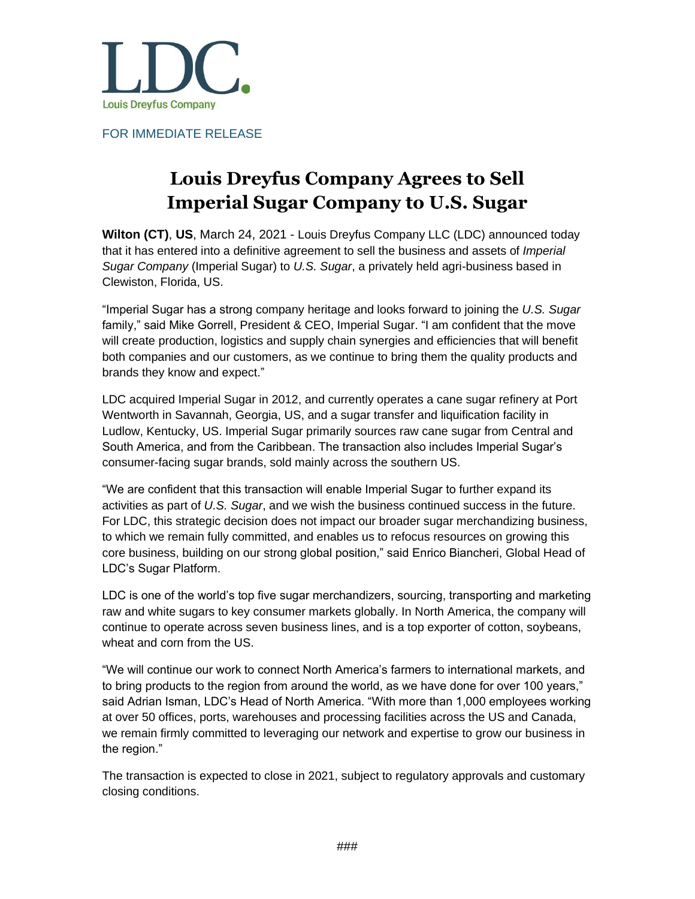LDC.
Louis Dreyfus Company

FOR IMMEDIATE RELEASE

# Louis Dreyfus Company Agrees to Sell Imperial Sugar Company to U.S. Sugar

**Wilton (CT)**, **US**, March 24, 2021 - Louis Dreyfus Company LLC (LDC) announced today that it has entered into a definitive agreement to sell the business and assets of *Imperial Sugar Company* (Imperial Sugar) to *U.S. Sugar*, a privately held agri-business based in Clewiston, Florida, US.

"Imperial Sugar has a strong company heritage and looks forward to joining the *U.S. Sugar* family," said Mike Gorrell, President & CEO, Imperial Sugar. "I am confident that the move will create production, logistics and supply chain synergies and efficiencies that will benefit both companies and our customers, as we continue to bring them the quality products and brands they know and expect."

LDC acquired Imperial Sugar in 2012, and currently operates a cane sugar refinery at Port Wentworth in Savannah, Georgia, US, and a sugar transfer and liquification facility in Ludlow, Kentucky, US. Imperial Sugar primarily sources raw cane sugar from Central and South America, and from the Caribbean. The transaction also includes Imperial Sugar's consumer-facing sugar brands, sold mainly across the southern US.

"We are confident that this transaction will enable Imperial Sugar to further expand its activities as part of *U.S. Sugar*, and we wish the business continued success in the future. For LDC, this strategic decision does not impact our broader sugar merchandizing business, to which we remain fully committed, and enables us to refocus resources on growing this core business, building on our strong global position," said Enrico Biancheri, Global Head of LDC's Sugar Platform.

LDC is one of the world's top five sugar merchandizers, sourcing, transporting and marketing raw and white sugars to key consumer markets globally. In North America, the company will continue to operate across seven business lines, and is a top exporter of cotton, soybeans, wheat and corn from the US.

"We will continue our work to connect North America's farmers to international markets, and to bring products to the region from around the world, as we have done for over 100 years," said Adrian Isman, LDC's Head of North America. "With more than 1,000 employees working at over 50 offices, ports, warehouses and processing facilities across the US and Canada, we remain firmly committed to leveraging our network and expertise to grow our business in the region."

The transaction is expected to close in 2021, subject to regulatory approvals and customary closing conditions.

###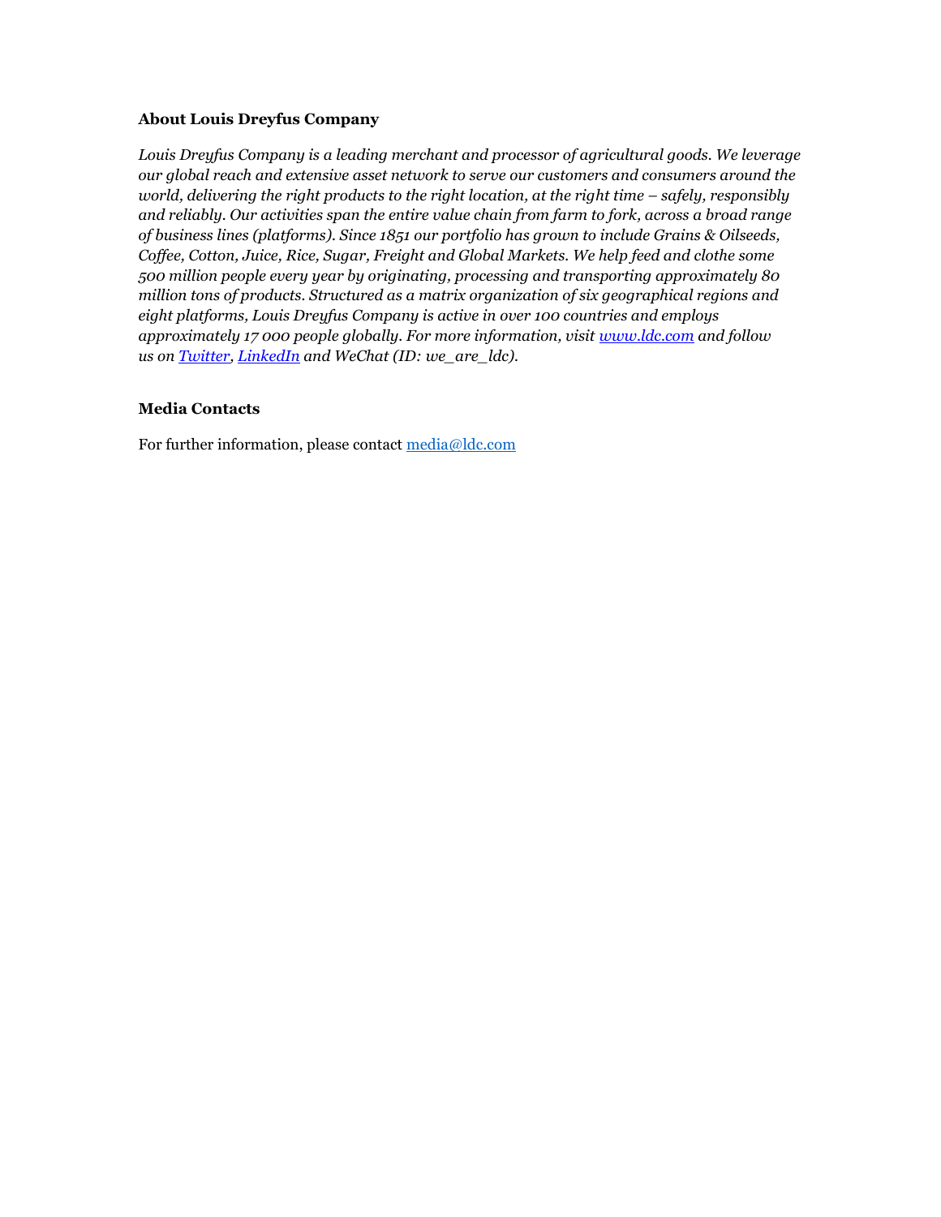**About Louis Dreyfus Company**

*Louis Dreyfus Company is a leading merchant and processor of agricultural goods. We leverage our global reach and extensive asset network to serve our customers and consumers around the world, delivering the right products to the right location, at the right time – safely, responsibly and reliably. Our activities span the entire value chain from farm to fork, across a broad range of business lines (platforms). Since 1851 our portfolio has grown to include Grains & Oilseeds, Coffee, Cotton, Juice, Rice, Sugar, Freight and Global Markets. We help feed and clothe some 500 million people every year by originating, processing and transporting approximately 80 million tons of products. Structured as a matrix organization of six geographical regions and eight platforms, Louis Dreyfus Company is active in over 100 countries and employs approximately 17 000 people globally. For more information, visit [www.ldc.com](http://www.ldc.com) and follow us on [Twitter](), [LinkedIn]() and WeChat (ID: we_are_ldc).*

**Media Contacts**

For further information, please contact [media@ldc.com](mailto:media@ldc.com)